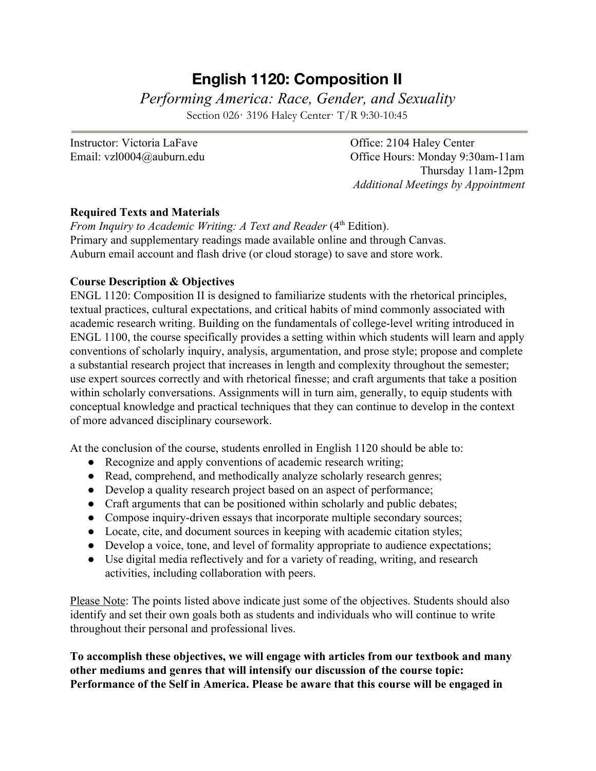# English 1120: Composition II

*Performing America: Race, Gender, and Sexuality*

Section 026· 3196 Haley Center· T/R 9:30-10:45

Instructor: Victoria LaFave
Email: vzl0004@auburn.edu

Office: 2104 Haley Center
Office Hours: Monday 9:30am-11am
Thursday 11am-12pm
*Additional Meetings by Appointment*

**Required Texts and Materials**

*From Inquiry to Academic Writing: A Text and Reader* (4th Edition).
Primary and supplementary readings made available online and through Canvas.
Auburn email account and flash drive (or cloud storage) to save and store work.

**Course Description & Objectives**

ENGL 1120: Composition II is designed to familiarize students with the rhetorical principles, textual practices, cultural expectations, and critical habits of mind commonly associated with academic research writing. Building on the fundamentals of college-level writing introduced in ENGL 1100, the course specifically provides a setting within which students will learn and apply conventions of scholarly inquiry, analysis, argumentation, and prose style; propose and complete a substantial research project that increases in length and complexity throughout the semester; use expert sources correctly and with rhetorical finesse; and craft arguments that take a position within scholarly conversations. Assignments will in turn aim, generally, to equip students with conceptual knowledge and practical techniques that they can continue to develop in the context of more advanced disciplinary coursework.

At the conclusion of the course, students enrolled in English 1120 should be able to:

- Recognize and apply conventions of academic research writing;
- Read, comprehend, and methodically analyze scholarly research genres;
- Develop a quality research project based on an aspect of performance;
- Craft arguments that can be positioned within scholarly and public debates;
- Compose inquiry-driven essays that incorporate multiple secondary sources;
- Locate, cite, and document sources in keeping with academic citation styles;
- Develop a voice, tone, and level of formality appropriate to audience expectations;
- Use digital media reflectively and for a variety of reading, writing, and research activities, including collaboration with peers.

Please Note: The points listed above indicate just some of the objectives. Students should also identify and set their own goals both as students and individuals who will continue to write throughout their personal and professional lives.

**To accomplish these objectives, we will engage with articles from our textbook and many other mediums and genres that will intensify our discussion of the course topic: Performance of the Self in America. Please be aware that this course will be engaged in**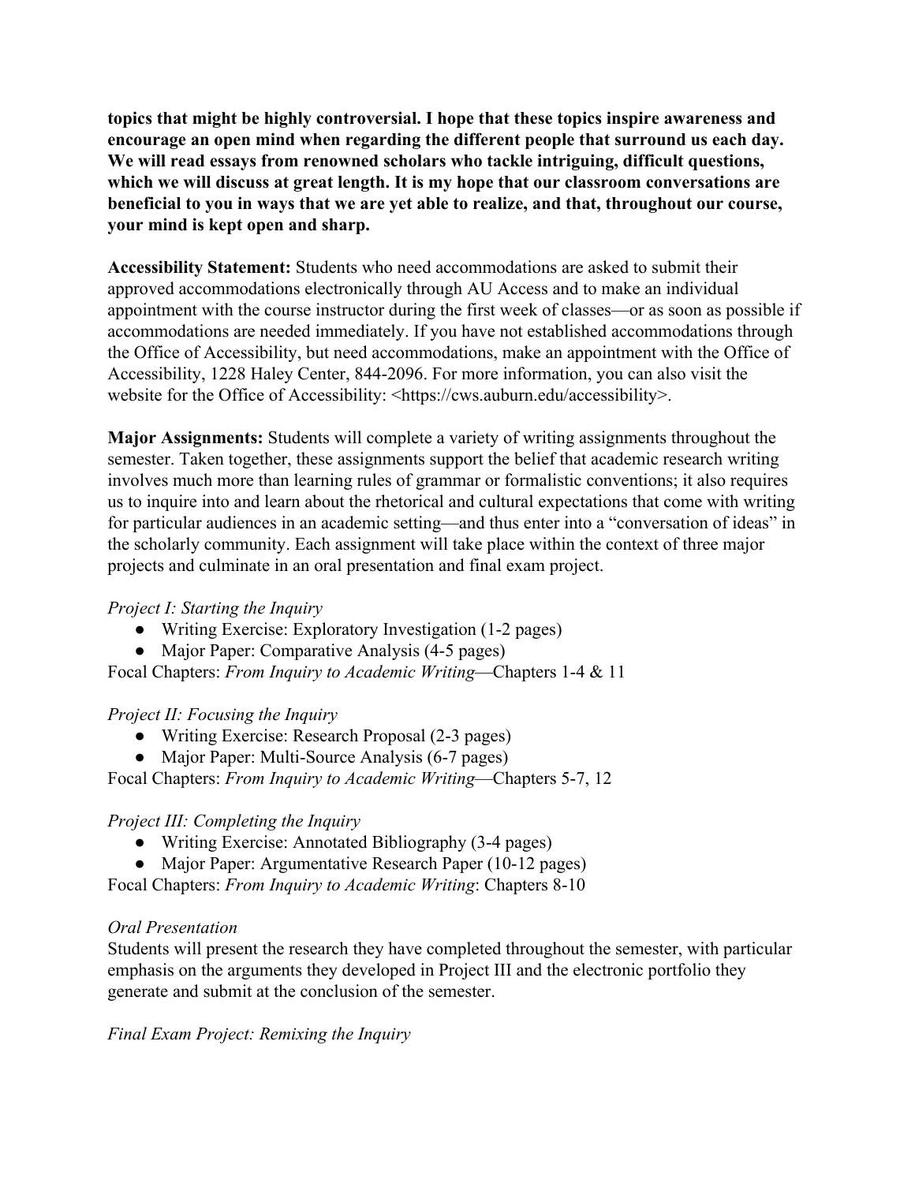**topics that might be highly controversial. I hope that these topics inspire awareness and encourage an open mind when regarding the different people that surround us each day. We will read essays from renowned scholars who tackle intriguing, difficult questions, which we will discuss at great length. It is my hope that our classroom conversations are beneficial to you in ways that we are yet able to realize, and that, throughout our course, your mind is kept open and sharp.**

**Accessibility Statement:** Students who need accommodations are asked to submit their approved accommodations electronically through AU Access and to make an individual appointment with the course instructor during the first week of classes—or as soon as possible if accommodations are needed immediately. If you have not established accommodations through the Office of Accessibility, but need accommodations, make an appointment with the Office of Accessibility, 1228 Haley Center, 844-2096. For more information, you can also visit the website for the Office of Accessibility: <https://cws.auburn.edu/accessibility>.

**Major Assignments:** Students will complete a variety of writing assignments throughout the semester. Taken together, these assignments support the belief that academic research writing involves much more than learning rules of grammar or formalistic conventions; it also requires us to inquire into and learn about the rhetorical and cultural expectations that come with writing for particular audiences in an academic setting—and thus enter into a "conversation of ideas" in the scholarly community. Each assignment will take place within the context of three major projects and culminate in an oral presentation and final exam project.

*Project I: Starting the Inquiry*

- Writing Exercise: Exploratory Investigation (1-2 pages)
- Major Paper: Comparative Analysis (4-5 pages)

Focal Chapters: *From Inquiry to Academic Writing*—Chapters 1-4 & 11

*Project II: Focusing the Inquiry*

- Writing Exercise: Research Proposal (2-3 pages)
- Major Paper: Multi-Source Analysis (6-7 pages)

Focal Chapters: *From Inquiry to Academic Writing*—Chapters 5-7, 12

*Project III: Completing the Inquiry*

- Writing Exercise: Annotated Bibliography (3-4 pages)
- Major Paper: Argumentative Research Paper (10-12 pages)

Focal Chapters: *From Inquiry to Academic Writing*: Chapters 8-10

*Oral Presentation*

Students will present the research they have completed throughout the semester, with particular emphasis on the arguments they developed in Project III and the electronic portfolio they generate and submit at the conclusion of the semester.

*Final Exam Project: Remixing the Inquiry*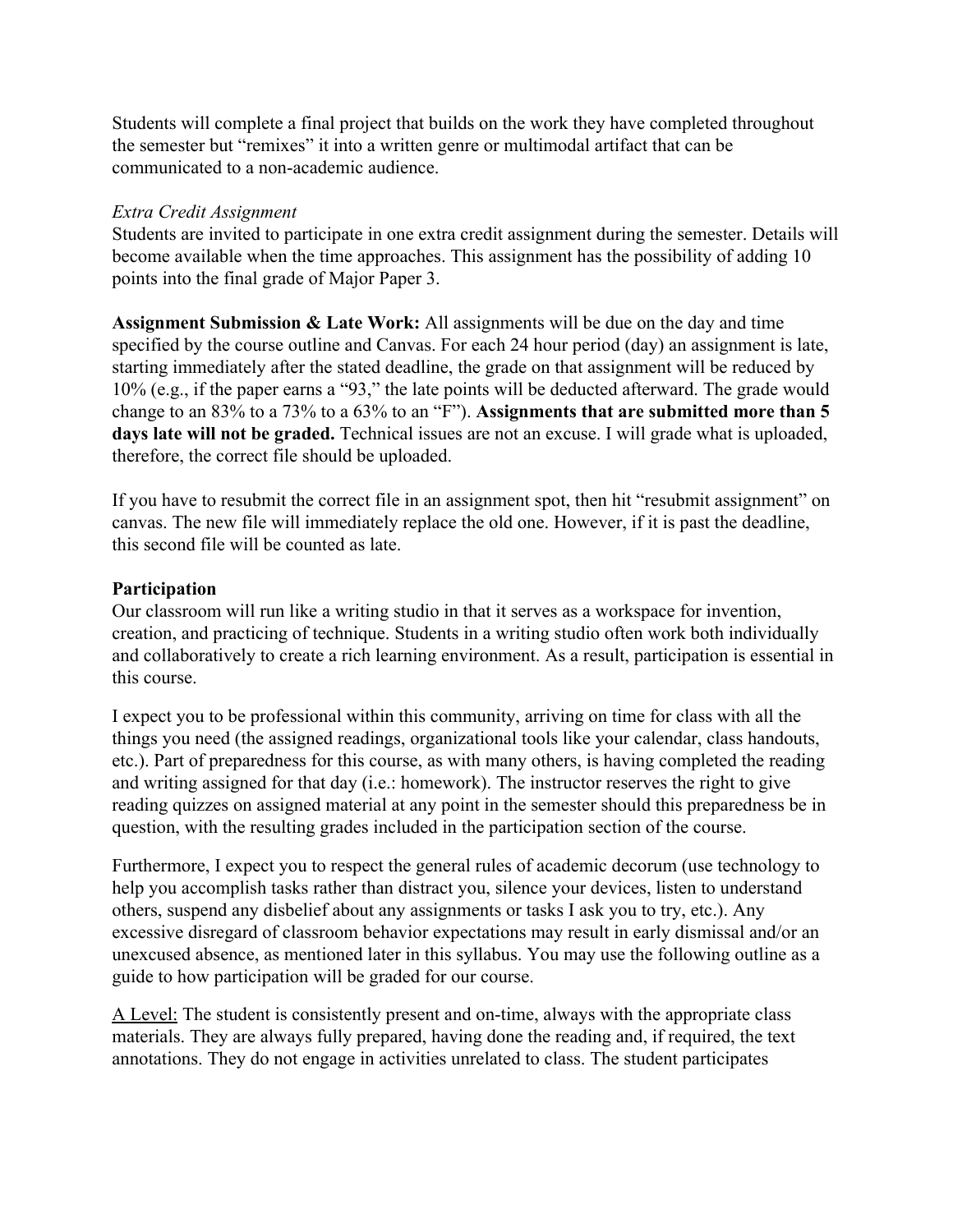Students will complete a final project that builds on the work they have completed throughout the semester but "remixes" it into a written genre or multimodal artifact that can be communicated to a non-academic audience.

*Extra Credit Assignment*

Students are invited to participate in one extra credit assignment during the semester. Details will become available when the time approaches. This assignment has the possibility of adding 10 points into the final grade of Major Paper 3.

**Assignment Submission & Late Work:** All assignments will be due on the day and time specified by the course outline and Canvas. For each 24 hour period (day) an assignment is late, starting immediately after the stated deadline, the grade on that assignment will be reduced by 10% (e.g., if the paper earns a "93," the late points will be deducted afterward. The grade would change to an 83% to a 73% to a 63% to an "F"). **Assignments that are submitted more than 5 days late will not be graded.** Technical issues are not an excuse. I will grade what is uploaded, therefore, the correct file should be uploaded.

If you have to resubmit the correct file in an assignment spot, then hit "resubmit assignment" on canvas. The new file will immediately replace the old one. However, if it is past the deadline, this second file will be counted as late.

**Participation**

Our classroom will run like a writing studio in that it serves as a workspace for invention, creation, and practicing of technique. Students in a writing studio often work both individually and collaboratively to create a rich learning environment. As a result, participation is essential in this course.

I expect you to be professional within this community, arriving on time for class with all the things you need (the assigned readings, organizational tools like your calendar, class handouts, etc.). Part of preparedness for this course, as with many others, is having completed the reading and writing assigned for that day (i.e.: homework). The instructor reserves the right to give reading quizzes on assigned material at any point in the semester should this preparedness be in question, with the resulting grades included in the participation section of the course.

Furthermore, I expect you to respect the general rules of academic decorum (use technology to help you accomplish tasks rather than distract you, silence your devices, listen to understand others, suspend any disbelief about any assignments or tasks I ask you to try, etc.). Any excessive disregard of classroom behavior expectations may result in early dismissal and/or an unexcused absence, as mentioned later in this syllabus. You may use the following outline as a guide to how participation will be graded for our course.

<u>A Level:</u> The student is consistently present and on-time, always with the appropriate class materials. They are always fully prepared, having done the reading and, if required, the text annotations. They do not engage in activities unrelated to class. The student participates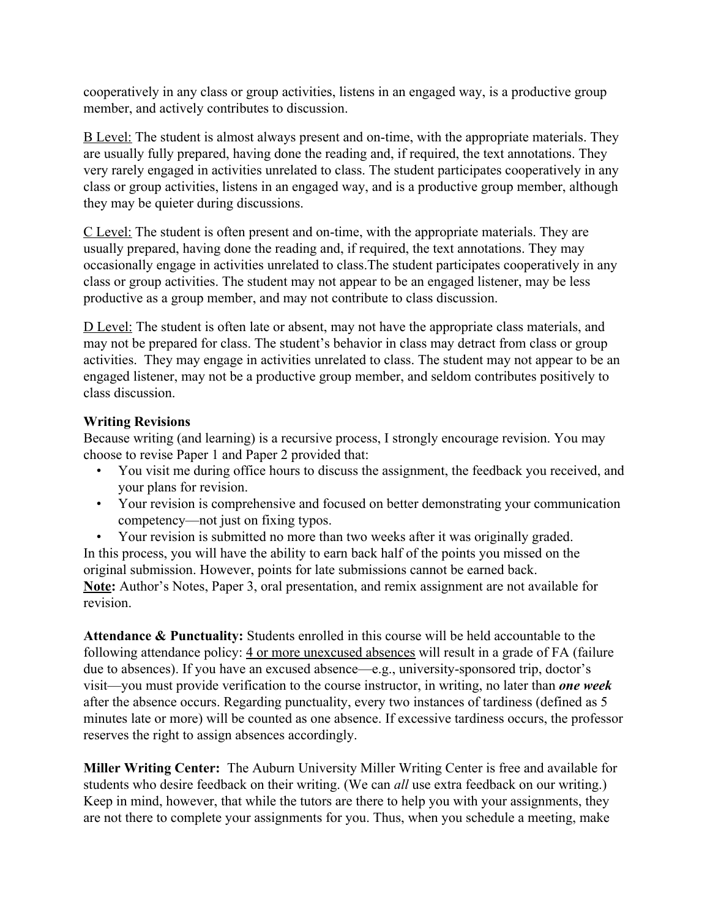cooperatively in any class or group activities, listens in an engaged way, is a productive group member, and actively contributes to discussion.

B Level: The student is almost always present and on-time, with the appropriate materials. They are usually fully prepared, having done the reading and, if required, the text annotations. They very rarely engaged in activities unrelated to class. The student participates cooperatively in any class or group activities, listens in an engaged way, and is a productive group member, although they may be quieter during discussions.

C Level: The student is often present and on-time, with the appropriate materials. They are usually prepared, having done the reading and, if required, the text annotations. They may occasionally engage in activities unrelated to class.The student participates cooperatively in any class or group activities. The student may not appear to be an engaged listener, may be less productive as a group member, and may not contribute to class discussion.

D Level: The student is often late or absent, may not have the appropriate class materials, and may not be prepared for class. The student's behavior in class may detract from class or group activities. They may engage in activities unrelated to class. The student may not appear to be an engaged listener, may not be a productive group member, and seldom contributes positively to class discussion.

**Writing Revisions**

Because writing (and learning) is a recursive process, I strongly encourage revision. You may choose to revise Paper 1 and Paper 2 provided that:

- You visit me during office hours to discuss the assignment, the feedback you received, and your plans for revision.
- Your revision is comprehensive and focused on better demonstrating your communication competency—not just on fixing typos.
- Your revision is submitted no more than two weeks after it was originally graded.

In this process, you will have the ability to earn back half of the points you missed on the original submission. However, points for late submissions cannot be earned back.

**Note:** Author's Notes, Paper 3, oral presentation, and remix assignment are not available for revision.

**Attendance & Punctuality:** Students enrolled in this course will be held accountable to the following attendance policy: 4 or more unexcused absences will result in a grade of FA (failure due to absences). If you have an excused absence—e.g., university-sponsored trip, doctor's visit—you must provide verification to the course instructor, in writing, no later than ***one week*** after the absence occurs. Regarding punctuality, every two instances of tardiness (defined as 5 minutes late or more) will be counted as one absence. If excessive tardiness occurs, the professor reserves the right to assign absences accordingly.

**Miller Writing Center:** The Auburn University Miller Writing Center is free and available for students who desire feedback on their writing. (We can *all* use extra feedback on our writing.) Keep in mind, however, that while the tutors are there to help you with your assignments, they are not there to complete your assignments for you. Thus, when you schedule a meeting, make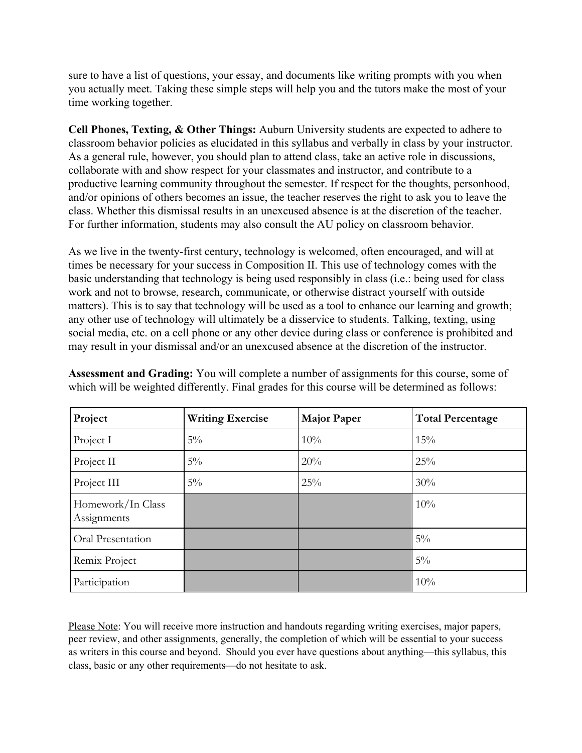sure to have a list of questions, your essay, and documents like writing prompts with you when you actually meet. Taking these simple steps will help you and the tutors make the most of your time working together.

**Cell Phones, Texting, & Other Things:** Auburn University students are expected to adhere to classroom behavior policies as elucidated in this syllabus and verbally in class by your instructor. As a general rule, however, you should plan to attend class, take an active role in discussions, collaborate with and show respect for your classmates and instructor, and contribute to a productive learning community throughout the semester. If respect for the thoughts, personhood, and/or opinions of others becomes an issue, the teacher reserves the right to ask you to leave the class. Whether this dismissal results in an unexcused absence is at the discretion of the teacher. For further information, students may also consult the AU policy on classroom behavior.

As we live in the twenty-first century, technology is welcomed, often encouraged, and will at times be necessary for your success in Composition II. This use of technology comes with the basic understanding that technology is being used responsibly in class (i.e.: being used for class work and not to browse, research, communicate, or otherwise distract yourself with outside matters). This is to say that technology will be used as a tool to enhance our learning and growth; any other use of technology will ultimately be a disservice to students. Talking, texting, using social media, etc. on a cell phone or any other device during class or conference is prohibited and may result in your dismissal and/or an unexcused absence at the discretion of the instructor.

**Assessment and Grading:** You will complete a number of assignments for this course, some of which will be weighted differently. Final grades for this course will be determined as follows:

| **Project** | **Writing Exercise** | **Major Paper** | **Total Percentage** |
|---|---|---|---|
| Project I | 5% | 10% | 15% |
| Project II | 5% | 20% | 25% |
| Project III | 5% | 25% | 30% |
| Homework/In Class Assignments | | | 10% |
| Oral Presentation | | | 5% |
| Remix Project | | | 5% |
| Participation | | | 10% |

Please Note: You will receive more instruction and handouts regarding writing exercises, major papers, peer review, and other assignments, generally, the completion of which will be essential to your success as writers in this course and beyond. Should you ever have questions about anything—this syllabus, this class, basic or any other requirements—do not hesitate to ask.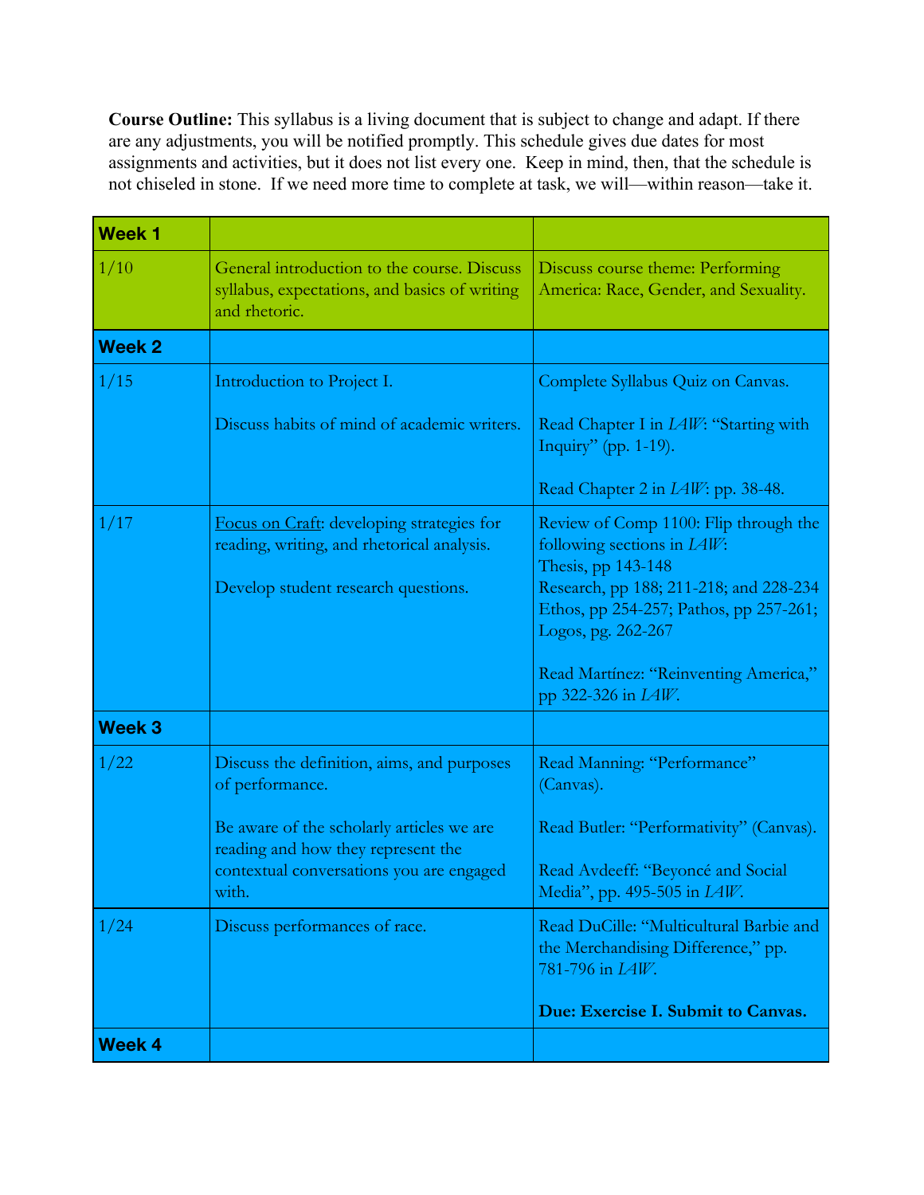**Course Outline:** This syllabus is a living document that is subject to change and adapt. If there are any adjustments, you will be notified promptly. This schedule gives due dates for most assignments and activities, but it does not list every one. Keep in mind, then, that the schedule is not chiseled in stone. If we need more time to complete at task, we will—within reason—take it.

| **Week 1** | | |
|---|---|---|
| 1/10 | General introduction to the course. Discuss syllabus, expectations, and basics of writing and rhetoric. | Discuss course theme: Performing America: Race, Gender, and Sexuality. |
| **Week 2** | | |
| 1/15 | Introduction to Project I.<br><br>Discuss habits of mind of academic writers. | Complete Syllabus Quiz on Canvas.<br><br>Read Chapter I in *LAW*: "Starting with Inquiry" (pp. 1-19).<br><br>Read Chapter 2 in *LAW*: pp. 38-48. |
| 1/17 | <u>Focus on Craft</u>: developing strategies for reading, writing, and rhetorical analysis.<br><br>Develop student research questions. | Review of Comp 1100: Flip through the following sections in *LAW*:<br>Thesis, pp 143-148<br>Research, pp 188; 211-218; and 228-234<br>Ethos, pp 254-257; Pathos, pp 257-261; Logos, pg. 262-267<br><br>Read Martínez: "Reinventing America," pp 322-326 in *LAW*. |
| **Week 3** | | |
| 1/22 | Discuss the definition, aims, and purposes of performance.<br><br>Be aware of the scholarly articles we are reading and how they represent the contextual conversations you are engaged with. | Read Manning: "Performance" (Canvas).<br><br>Read Butler: "Performativity" (Canvas).<br><br>Read Avdeeff: "Beyoncé and Social Media", pp. 495-505 in *LAW*. |
| 1/24 | Discuss performances of race. | Read DuCille: "Multicultural Barbie and the Merchandising Difference," pp. 781-796 in *LAW*.<br><br>**Due: Exercise I. Submit to Canvas.** |
| **Week 4** | | |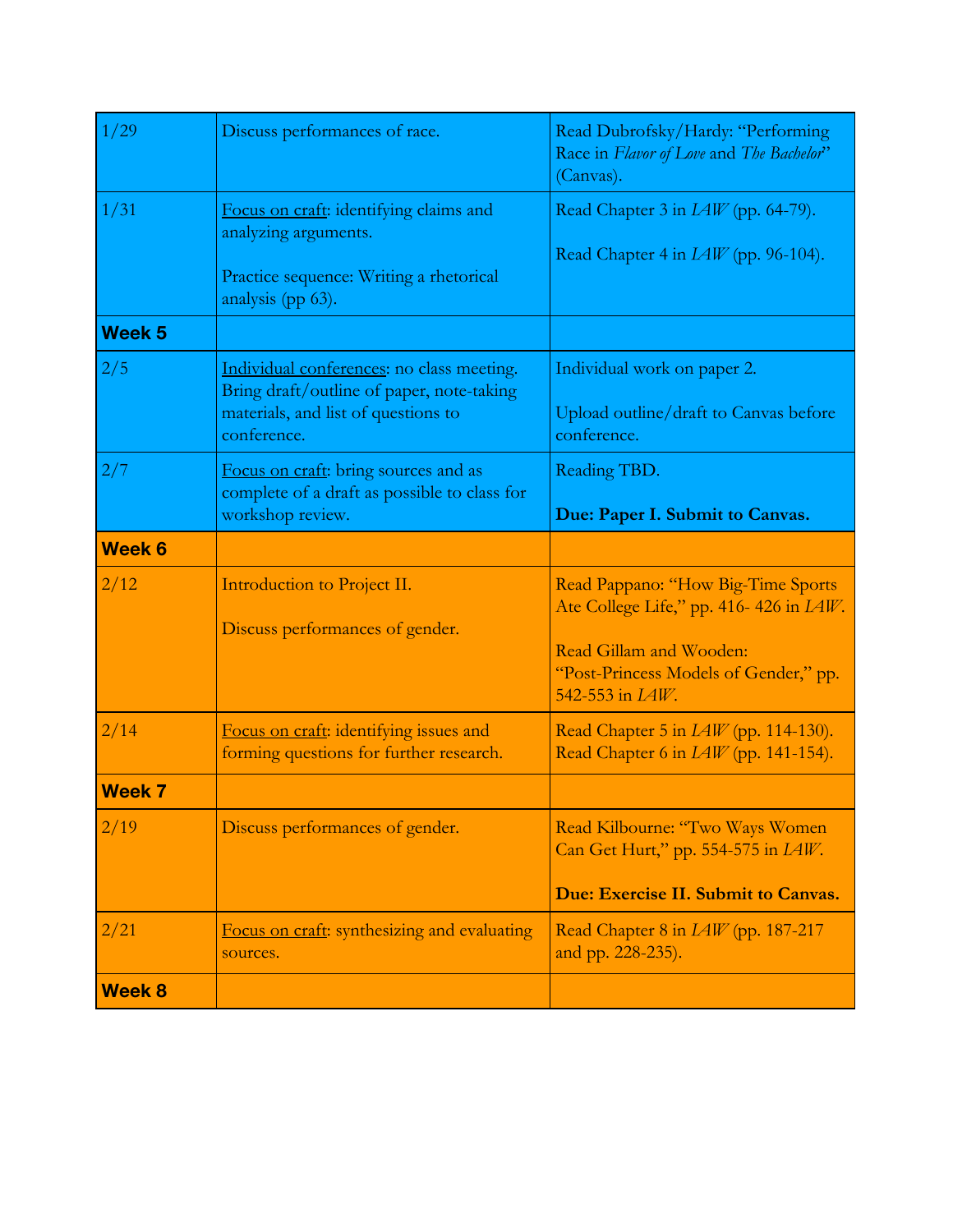| | | |
|---|---|---|
| 1/29 | Discuss performances of race. | Read Dubrofsky/Hardy: "Performing Race in *Flavor of Love* and *The Bachelor*" (Canvas). |
| 1/31 | Focus on craft: identifying claims and analyzing arguments.<br><br>Practice sequence: Writing a rhetorical analysis (pp 63). | Read Chapter 3 in *LAW* (pp. 64-79).<br><br>Read Chapter 4 in *LAW* (pp. 96-104). |
| **Week 5** | | |
| 2/5 | Individual conferences: no class meeting. Bring draft/outline of paper, note-taking materials, and list of questions to conference. | Individual work on paper 2.<br><br>Upload outline/draft to Canvas before conference. |
| 2/7 | Focus on craft: bring sources and as complete of a draft as possible to class for workshop review. | Reading TBD.<br><br>**Due: Paper I. Submit to Canvas.** |
| **Week 6** | | |
| 2/12 | Introduction to Project II.<br><br>Discuss performances of gender. | Read Pappano: "How Big-Time Sports Ate College Life," pp. 416- 426 in *LAW*.<br><br>Read Gillam and Wooden: "Post-Princess Models of Gender," pp. 542-553 in *LAW*. |
| 2/14 | Focus on craft: identifying issues and forming questions for further research. | Read Chapter 5 in *LAW* (pp. 114-130). Read Chapter 6 in *LAW* (pp. 141-154). |
| **Week 7** | | |
| 2/19 | Discuss performances of gender. | Read Kilbourne: "Two Ways Women Can Get Hurt," pp. 554-575 in *LAW*.<br><br>**Due: Exercise II. Submit to Canvas.** |
| 2/21 | Focus on craft: synthesizing and evaluating sources. | Read Chapter 8 in *LAW* (pp. 187-217 and pp. 228-235). |
| **Week 8** | | |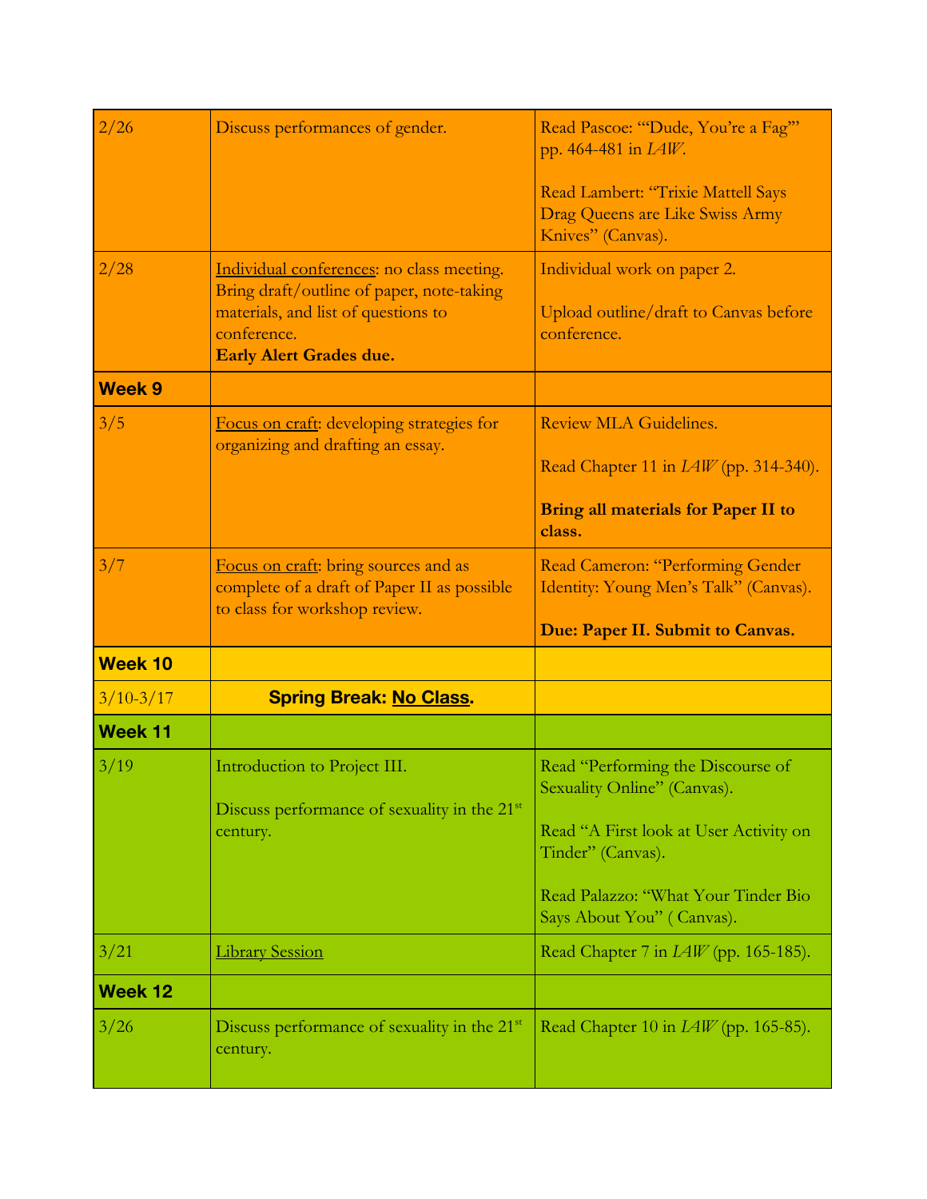| | | |
|---|---|---|
| 2/26 | Discuss performances of gender. | Read Pascoe: "'Dude, You're a Fag'" pp. 464-481 in *LAW*.<br><br>Read Lambert: "Trixie Mattell Says Drag Queens are Like Swiss Army Knives" (Canvas). |
| 2/28 | <u>Individual conferences</u>: no class meeting. Bring draft/outline of paper, note-taking materials, and list of questions to conference.<br>**Early Alert Grades due.** | Individual work on paper 2.<br><br>Upload outline/draft to Canvas before conference. |
| **Week 9** | | |
| 3/5 | <u>Focus on craft</u>: developing strategies for organizing and drafting an essay. | Review MLA Guidelines.<br><br>Read Chapter 11 in *LAW* (pp. 314-340).<br><br>**Bring all materials for Paper II to class.** |
| 3/7 | <u>Focus on craft</u>: bring sources and as complete of a draft of Paper II as possible to class for workshop review. | Read Cameron: "Performing Gender Identity: Young Men's Talk" (Canvas).<br><br>**Due: Paper II. Submit to Canvas.** |
| **Week 10** | | |
| 3/10-3/17 | **Spring Break: <u>No Class</u>.** | |
| **Week 11** | | |
| 3/19 | Introduction to Project III.<br><br>Discuss performance of sexuality in the 21st century. | Read "Performing the Discourse of Sexuality Online" (Canvas).<br><br>Read "A First look at User Activity on Tinder" (Canvas).<br><br>Read Palazzo: "What Your Tinder Bio Says About You" ( Canvas). |
| 3/21 | <u>Library Session</u> | Read Chapter 7 in *LAW* (pp. 165-185). |
| **Week 12** | | |
| 3/26 | Discuss performance of sexuality in the 21st century. | Read Chapter 10 in *LAW* (pp. 165-85). |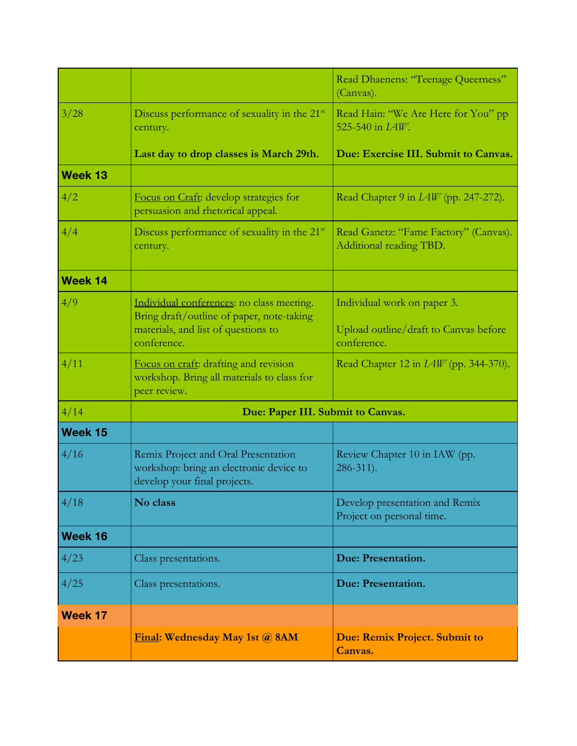| | | |
|---|---|---|
| | | Read Dhaenens: "Teenage Queerness" (Canvas). |
| 3/28 | Discuss performance of sexuality in the 21st century.<br><br>**Last day to drop classes is March 29th.** | Read Hain: "We Are Here for You" pp 525-540 in *IAW*.<br><br>**Due: Exercise III. Submit to Canvas.** |
| **Week 13** | | |
| 4/2 | Focus on Craft: develop strategies for persuasion and rhetorical appeal. | Read Chapter 9 in *IAW* (pp. 247-272). |
| 4/4 | Discuss performance of sexuality in the 21st century. | Read Ganetz: "Fame Factory" (Canvas). Additional reading TBD. |
| **Week 14** | | |
| 4/9 | Individual conferences: no class meeting. Bring draft/outline of paper, note-taking materials, and list of questions to conference. | Individual work on paper 3.<br><br>Upload outline/draft to Canvas before conference. |
| 4/11 | Focus on craft: drafting and revision workshop. Bring all materials to class for peer review. | Read Chapter 12 in *IAW* (pp. 344-370). |
| 4/14 | **Due: Paper III. Submit to Canvas.** | |
| **Week 15** | | |
| 4/16 | Remix Project and Oral Presentation workshop: bring an electronic device to develop your final projects. | Review Chapter 10 in IAW (pp. 286-311). |
| 4/18 | **No class** | Develop presentation and Remix Project on personal time. |
| **Week 16** | | |
| 4/23 | Class presentations. | **Due: Presentation.** |
| 4/25 | Class presentations. | **Due: Presentation.** |
| **Week 17** | | |
| | **Final: Wednesday May 1st @ 8AM** | **Due: Remix Project. Submit to Canvas.** |